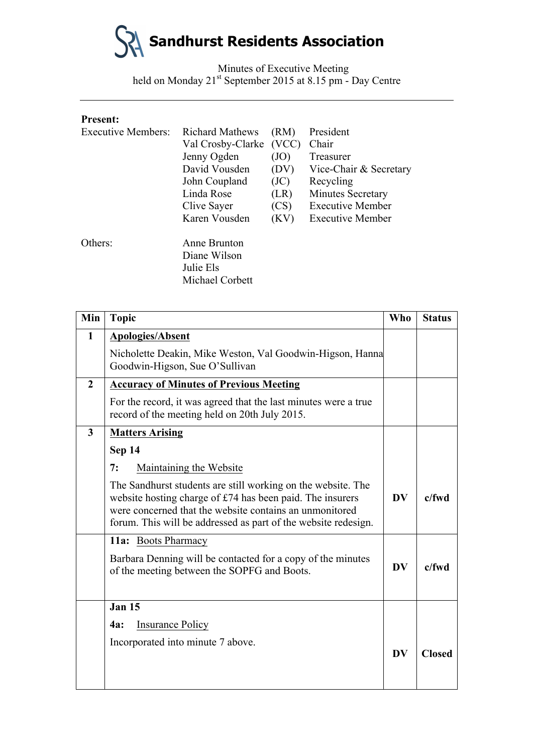# Sandhurst Residents Association

Minutes of Executive Meeting
held on Monday 21st September 2015 at 8.15 pm - Day Centre

---

**Present:**

| | | | |
|---|---|---|---|
| Executive Members: | Richard Mathews | (RM) | President |
| | Val Crosby-Clarke | (VCC) | Chair |
| | Jenny Ogden | (JO) | Treasurer |
| | David Vousden | (DV) | Vice-Chair & Secretary |
| | John Coupland | (JC) | Recycling |
| | Linda Rose | (LR) | Minutes Secretary |
| | Clive Sayer | (CS) | Executive Member |
| | Karen Vousden | (KV) | Executive Member |
| Others: | Anne Brunton | | |
| | Diane Wilson | | |
| | Julie Els | | |
| | Michael Corbett | | |

| Min | Topic | Who | Status |
|---|---|---|---|
| 1 | **Apologies/Absent**<br><br>Nicholette Deakin, Mike Weston, Val Goodwin-Higson, Hanna Goodwin-Higson, Sue O'Sullivan | | |
| 2 | **Accuracy of Minutes of Previous Meeting**<br><br>For the record, it was agreed that the last minutes were a true record of the meeting held on 20th July 2015. | | |
| 3 | **Matters Arising**<br><br>**Sep 14**<br><br>**7:** Maintaining the Website<br><br>The Sandhurst students are still working on the website. The website hosting charge of £74 has been paid. The insurers were concerned that the website contains an unmonitored forum. This will be addressed as part of the website redesign. | **DV** | **c/fwd** |
| | **11a:** Boots Pharmacy<br><br>Barbara Denning will be contacted for a copy of the minutes of the meeting between the SOPFG and Boots. | **DV** | **c/fwd** |
| | **Jan 15**<br><br>**4a:** Insurance Policy<br><br>Incorporated into minute 7 above. | **DV** | **Closed** |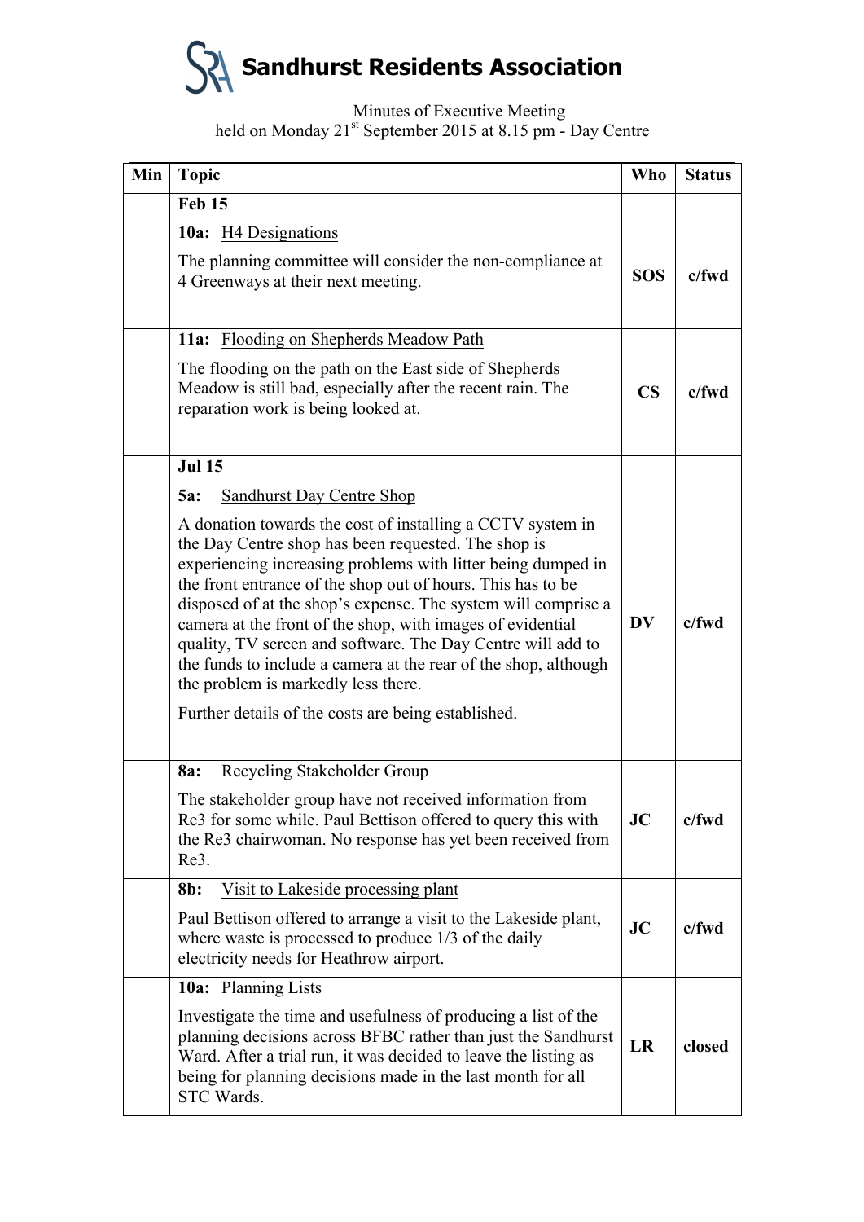# Sandhurst Residents Association

Minutes of Executive Meeting
held on Monday 21st September 2015 at 8.15 pm - Day Centre

| Min | Topic | Who | Status |
|---|---|---|---|
| | **Feb 15**<br><br>**10a:** H4 Designations<br><br>The planning committee will consider the non-compliance at 4 Greenways at their next meeting. | **SOS** | **c/fwd** |
| | **11a:** Flooding on Shepherds Meadow Path<br><br>The flooding on the path on the East side of Shepherds Meadow is still bad, especially after the recent rain. The reparation work is being looked at. | **CS** | **c/fwd** |
| | **Jul 15**<br><br>**5a:** Sandhurst Day Centre Shop<br><br>A donation towards the cost of installing a CCTV system in the Day Centre shop has been requested. The shop is experiencing increasing problems with litter being dumped in the front entrance of the shop out of hours. This has to be disposed of at the shop's expense. The system will comprise a camera at the front of the shop, with images of evidential quality, TV screen and software. The Day Centre will add to the funds to include a camera at the rear of the shop, although the problem is markedly less there.<br><br>Further details of the costs are being established. | **DV** | **c/fwd** |
| | **8a:** Recycling Stakeholder Group<br><br>The stakeholder group have not received information from Re3 for some while. Paul Bettison offered to query this with the Re3 chairwoman. No response has yet been received from Re3. | **JC** | **c/fwd** |
| | **8b:** Visit to Lakeside processing plant<br><br>Paul Bettison offered to arrange a visit to the Lakeside plant, where waste is processed to produce 1/3 of the daily electricity needs for Heathrow airport. | **JC** | **c/fwd** |
| | **10a:** Planning Lists<br><br>Investigate the time and usefulness of producing a list of the planning decisions across BFBC rather than just the Sandhurst Ward. After a trial run, it was decided to leave the listing as being for planning decisions made in the last month for all STC Wards. | **LR** | **closed** |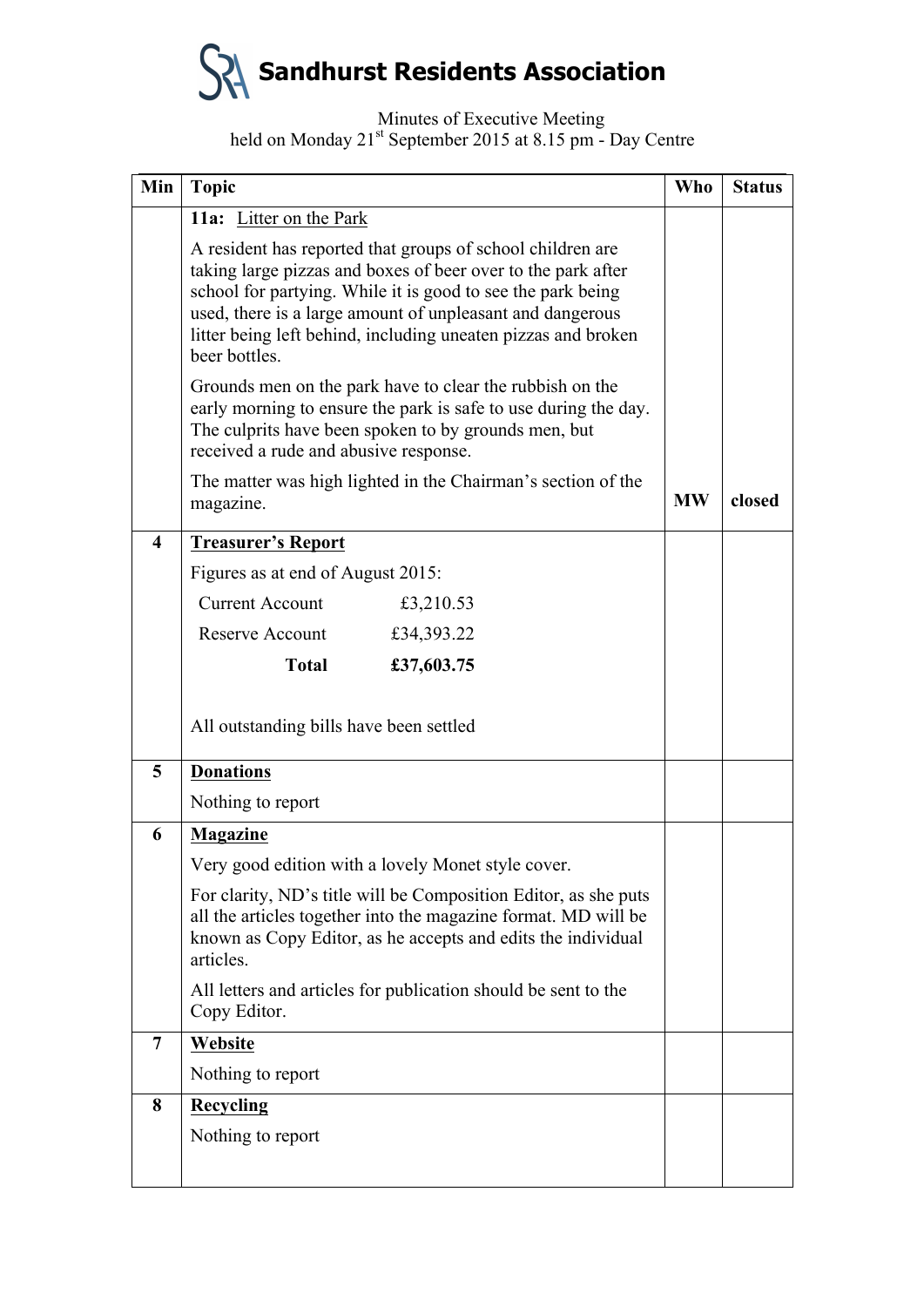# Sandhurst Residents Association

Minutes of Executive Meeting
held on Monday 21st September 2015 at 8.15 pm - Day Centre

| Min | Topic | Who | Status |
|---|---|---|---|
| | **11a:** Litter on the Park<br><br>A resident has reported that groups of school children are taking large pizzas and boxes of beer over to the park after school for partying. While it is good to see the park being used, there is a large amount of unpleasant and dangerous litter being left behind, including uneaten pizzas and broken beer bottles.<br><br>Grounds men on the park have to clear the rubbish on the early morning to ensure the park is safe to use during the day. The culprits have been spoken to by grounds men, but received a rude and abusive response.<br><br>The matter was high lighted in the Chairman's section of the magazine. | **MW** | **closed** |
| **4** | **Treasurer's Report**<br><br>Figures as at end of August 2015:<br><br>Current Account £3,210.53<br>Reserve Account £34,393.22<br>**Total £37,603.75**<br><br>All outstanding bills have been settled | | |
| **5** | **Donations**<br><br>Nothing to report | | |
| **6** | **Magazine**<br><br>Very good edition with a lovely Monet style cover.<br><br>For clarity, ND's title will be Composition Editor, as she puts all the articles together into the magazine format. MD will be known as Copy Editor, as he accepts and edits the individual articles.<br><br>All letters and articles for publication should be sent to the Copy Editor. | | |
| **7** | **Website**<br><br>Nothing to report | | |
| **8** | **Recycling**<br><br>Nothing to report | | |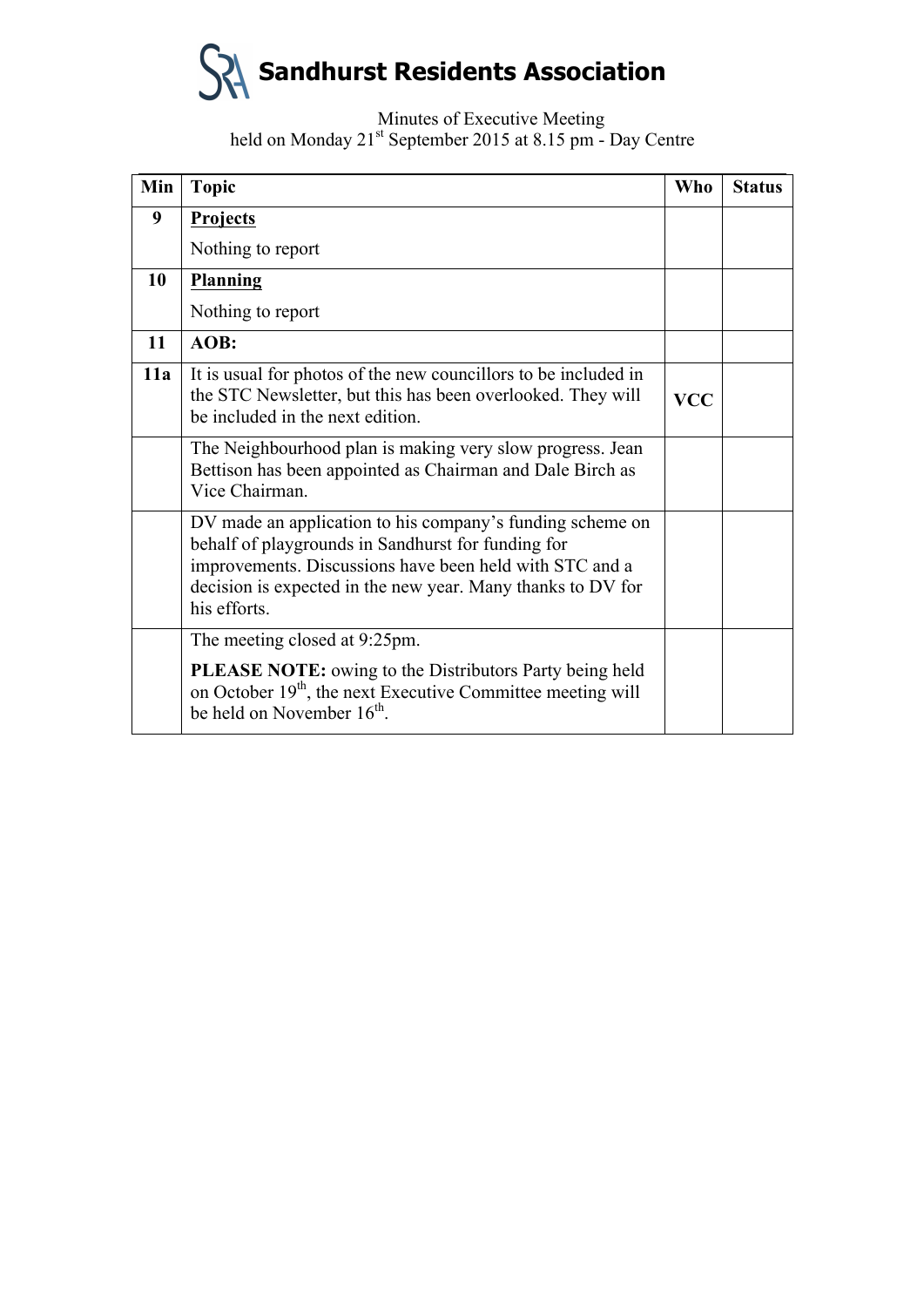# Sandhurst Residents Association

Minutes of Executive Meeting
held on Monday 21st September 2015 at 8.15 pm - Day Centre

| Min | Topic | Who | Status |
|---|---|---|---|
| **9** | **Projects**<br>Nothing to report | | |
| **10** | **Planning**<br>Nothing to report | | |
| **11** | **AOB:** | | |
| **11a** | It is usual for photos of the new councillors to be included in the STC Newsletter, but this has been overlooked. They will be included in the next edition. | **VCC** | |
| | The Neighbourhood plan is making very slow progress. Jean Bettison has been appointed as Chairman and Dale Birch as Vice Chairman. | | |
| | DV made an application to his company's funding scheme on behalf of playgrounds in Sandhurst for funding for improvements. Discussions have been held with STC and a decision is expected in the new year. Many thanks to DV for his efforts. | | |
| | The meeting closed at 9:25pm.<br>**PLEASE NOTE:** owing to the Distributors Party being held on October 19th, the next Executive Committee meeting will be held on November 16th. | | |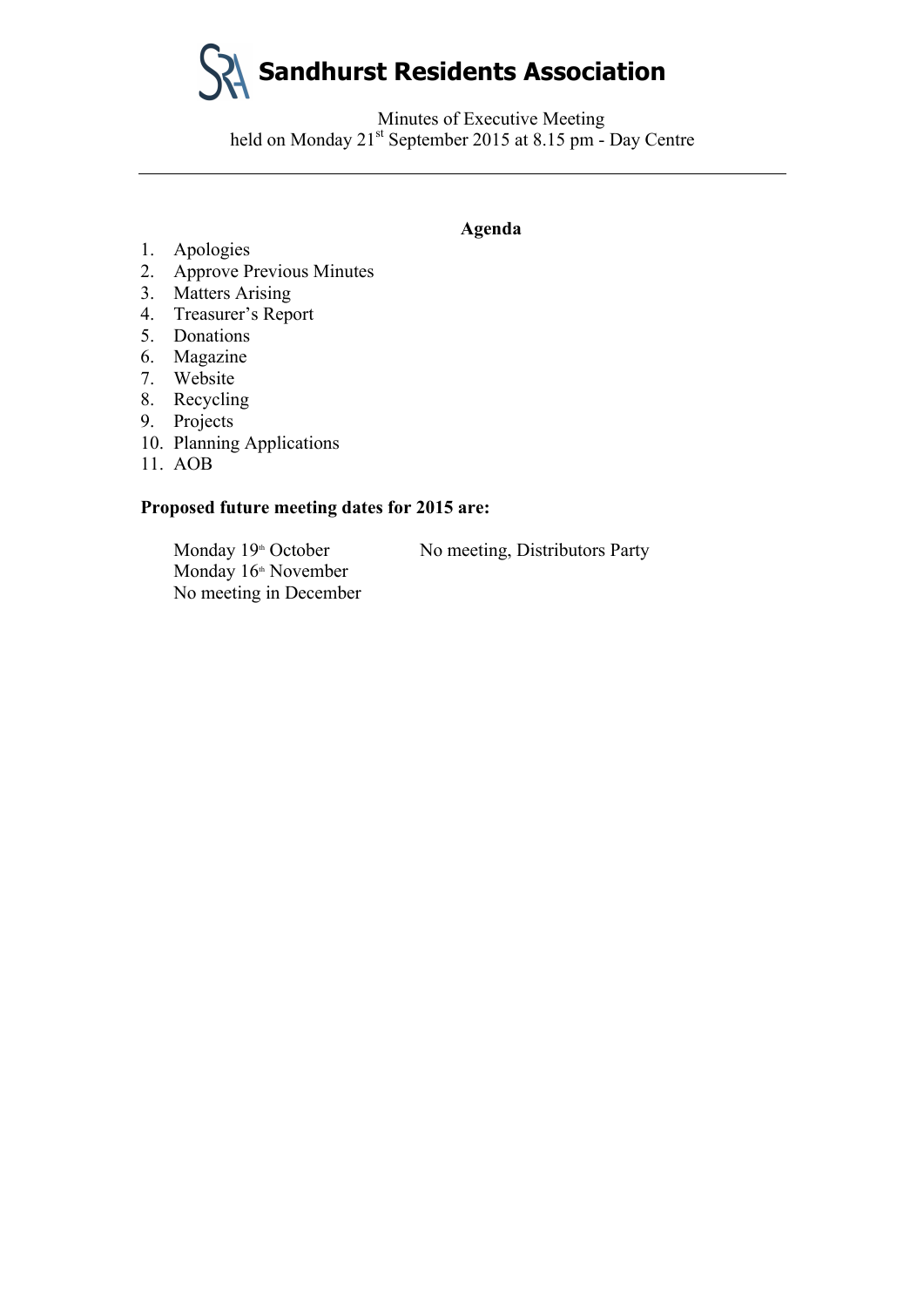# Sandhurst Residents Association

Minutes of Executive Meeting
held on Monday 21st September 2015 at 8.15 pm - Day Centre

---

**Agenda**

1. Apologies
2. Approve Previous Minutes
3. Matters Arising
4. Treasurer's Report
5. Donations
6. Magazine
7. Website
8. Recycling
9. Projects
10. Planning Applications
11. AOB

**Proposed future meeting dates for 2015 are:**

Monday 19th October — No meeting, Distributors Party
Monday 16th November
No meeting in December